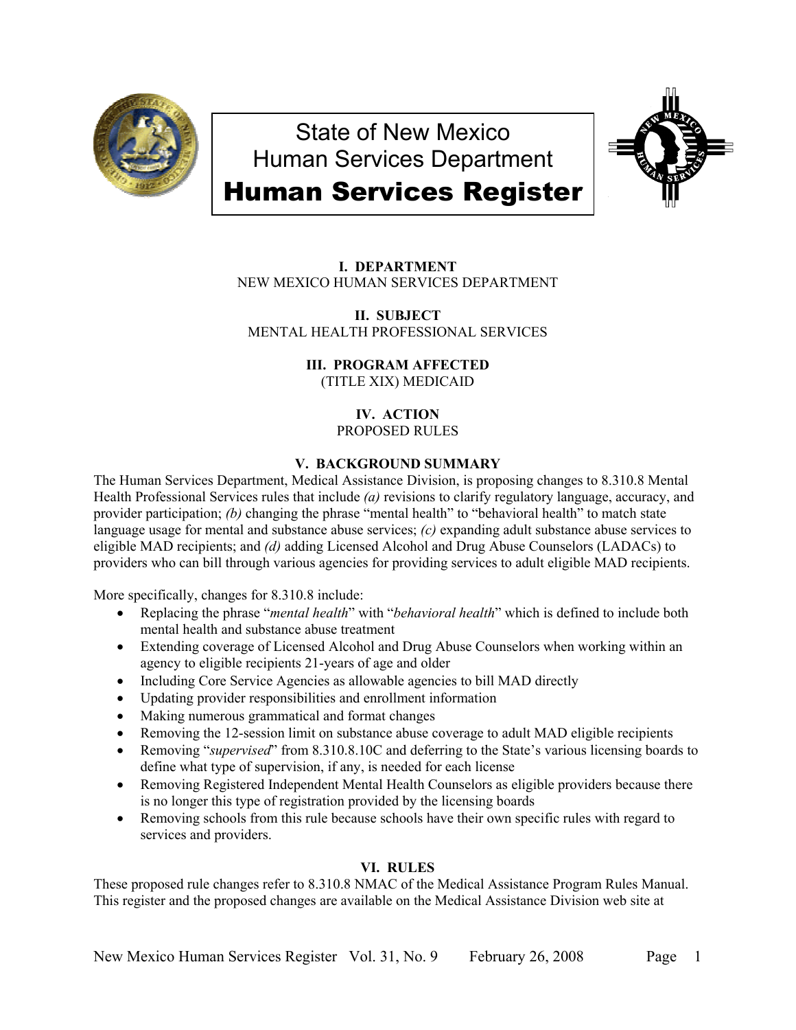# State of New Mexico
# Human Services Department
# Human Services Register

### I. DEPARTMENT
NEW MEXICO HUMAN SERVICES DEPARTMENT

### II. SUBJECT
MENTAL HEALTH PROFESSIONAL SERVICES

### III. PROGRAM AFFECTED
(TITLE XIX) MEDICAID

### IV. ACTION
PROPOSED RULES

### V. BACKGROUND SUMMARY

The Human Services Department, Medical Assistance Division, is proposing changes to 8.310.8 Mental Health Professional Services rules that include *(a)* revisions to clarify regulatory language, accuracy, and provider participation; *(b)* changing the phrase "mental health" to "behavioral health" to match state language usage for mental and substance abuse services; *(c)* expanding adult substance abuse services to eligible MAD recipients; and *(d)* adding Licensed Alcohol and Drug Abuse Counselors (LADACs) to providers who can bill through various agencies for providing services to adult eligible MAD recipients.

More specifically, changes for 8.310.8 include:

- Replacing the phrase "*mental health*" with "*behavioral health*" which is defined to include both mental health and substance abuse treatment
- Extending coverage of Licensed Alcohol and Drug Abuse Counselors when working within an agency to eligible recipients 21-years of age and older
- Including Core Service Agencies as allowable agencies to bill MAD directly
- Updating provider responsibilities and enrollment information
- Making numerous grammatical and format changes
- Removing the 12-session limit on substance abuse coverage to adult MAD eligible recipients
- Removing "*supervised*" from 8.310.8.10C and deferring to the State's various licensing boards to define what type of supervision, if any, is needed for each license
- Removing Registered Independent Mental Health Counselors as eligible providers because there is no longer this type of registration provided by the licensing boards
- Removing schools from this rule because schools have their own specific rules with regard to services and providers.

### VI. RULES

These proposed rule changes refer to 8.310.8 NMAC of the Medical Assistance Program Rules Manual. This register and the proposed changes are available on the Medical Assistance Division web site at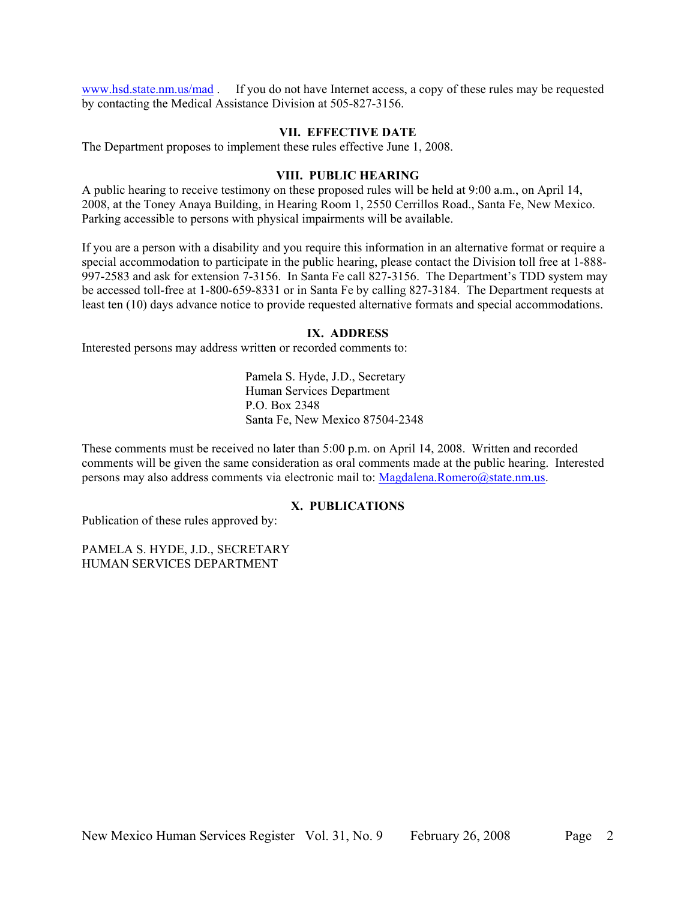www.hsd.state.nm.us/mad . If you do not have Internet access, a copy of these rules may be requested by contacting the Medical Assistance Division at 505-827-3156.

## VII. EFFECTIVE DATE

The Department proposes to implement these rules effective June 1, 2008.

## VIII. PUBLIC HEARING

A public hearing to receive testimony on these proposed rules will be held at 9:00 a.m., on April 14, 2008, at the Toney Anaya Building, in Hearing Room 1, 2550 Cerrillos Road., Santa Fe, New Mexico. Parking accessible to persons with physical impairments will be available.

If you are a person with a disability and you require this information in an alternative format or require a special accommodation to participate in the public hearing, please contact the Division toll free at 1-888-997-2583 and ask for extension 7-3156. In Santa Fe call 827-3156. The Department's TDD system may be accessed toll-free at 1-800-659-8331 or in Santa Fe by calling 827-3184. The Department requests at least ten (10) days advance notice to provide requested alternative formats and special accommodations.

## IX. ADDRESS

Interested persons may address written or recorded comments to:

Pamela S. Hyde, J.D., Secretary
Human Services Department
P.O. Box 2348
Santa Fe, New Mexico 87504-2348

These comments must be received no later than 5:00 p.m. on April 14, 2008. Written and recorded comments will be given the same consideration as oral comments made at the public hearing. Interested persons may also address comments via electronic mail to: Magdalena.Romero@state.nm.us.

## X. PUBLICATIONS

Publication of these rules approved by:

PAMELA S. HYDE, J.D., SECRETARY
HUMAN SERVICES DEPARTMENT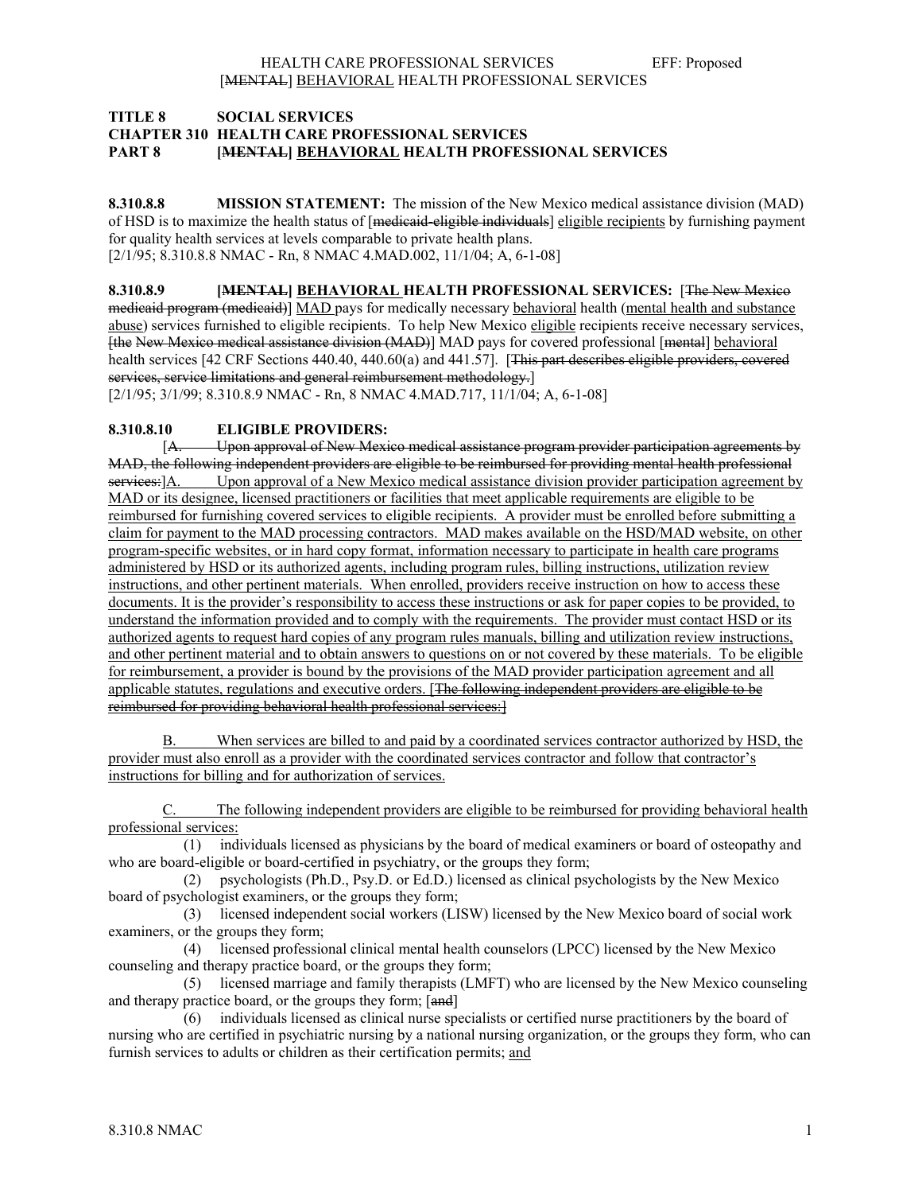**TITLE 8 SOCIAL SERVICES**
**CHAPTER 310 HEALTH CARE PROFESSIONAL SERVICES**
**PART 8 [~~MENTAL~~] <u>BEHAVIORAL</u> HEALTH PROFESSIONAL SERVICES**

**8.310.8.8 MISSION STATEMENT:** The mission of the New Mexico medical assistance division (MAD) of HSD is to maximize the health status of [~~medicaid-eligible individuals~~] <u>eligible recipients</u> by furnishing payment for quality health services at levels comparable to private health plans.
[2/1/95; 8.310.8.8 NMAC - Rn, 8 NMAC 4.MAD.002, 11/1/04; A, 6-1-08]

**8.310.8.9 [~~MENTAL~~] <u>BEHAVIORAL</u> HEALTH PROFESSIONAL SERVICES:** [~~The New Mexico medicaid program (medicaid)~~] <u>MAD</u> pays for medically necessary <u>behavioral</u> health (<u>mental health and substance abuse</u>) services furnished to eligible recipients. To help New Mexico <u>eligible</u> recipients receive necessary services, [~~the New Mexico medical assistance division (MAD)~~] MAD pays for covered professional [~~mental~~] <u>behavioral</u> health services [42 CRF Sections 440.40, 440.60(a) and 441.57]. [~~This part describes eligible providers, covered services, service limitations and general reimbursement methodology.~~]
[2/1/95; 3/1/99; 8.310.8.9 NMAC - Rn, 8 NMAC 4.MAD.717, 11/1/04; A, 6-1-08]

**8.310.8.10 ELIGIBLE PROVIDERS:**

[~~A. Upon approval of New Mexico medical assistance program provider participation agreements by MAD, the following independent providers are eligible to be reimbursed for providing mental health professional services:~~]<u>A. Upon approval of a New Mexico medical assistance division provider participation agreement by MAD or its designee, licensed practitioners or facilities that meet applicable requirements are eligible to be reimbursed for furnishing covered services to eligible recipients. A provider must be enrolled before submitting a claim for payment to the MAD processing contractors. MAD makes available on the HSD/MAD website, on other program-specific websites, or in hard copy format, information necessary to participate in health care programs administered by HSD or its authorized agents, including program rules, billing instructions, utilization review instructions, and other pertinent materials. When enrolled, providers receive instruction on how to access these documents. It is the provider's responsibility to access these instructions or ask for paper copies to be provided, to understand the information provided and to comply with the requirements. The provider must contact HSD or its authorized agents to request hard copies of any program rules manuals, billing and utilization review instructions, and other pertinent material and to obtain answers to questions on or not covered by these materials. To be eligible for reimbursement, a provider is bound by the provisions of the MAD provider participation agreement and all applicable statutes, regulations and executive orders.</u> [~~The following independent providers are eligible to be reimbursed for providing behavioral health professional services:~~]

<u>B. When services are billed to and paid by a coordinated services contractor authorized by HSD, the provider must also enroll as a provider with the coordinated services contractor and follow that contractor's instructions for billing and for authorization of services.</u>

<u>C. The following independent providers are eligible to be reimbursed for providing behavioral health professional services:</u>

(1) individuals licensed as physicians by the board of medical examiners or board of osteopathy and who are board-eligible or board-certified in psychiatry, or the groups they form;

(2) psychologists (Ph.D., Psy.D. or Ed.D.) licensed as clinical psychologists by the New Mexico board of psychologist examiners, or the groups they form;

(3) licensed independent social workers (LISW) licensed by the New Mexico board of social work examiners, or the groups they form;

(4) licensed professional clinical mental health counselors (LPCC) licensed by the New Mexico counseling and therapy practice board, or the groups they form;

(5) licensed marriage and family therapists (LMFT) who are licensed by the New Mexico counseling and therapy practice board, or the groups they form; [~~and~~]

(6) individuals licensed as clinical nurse specialists or certified nurse practitioners by the board of nursing who are certified in psychiatric nursing by a national nursing organization, or the groups they form, who can furnish services to adults or children as their certification permits; <u>and</u>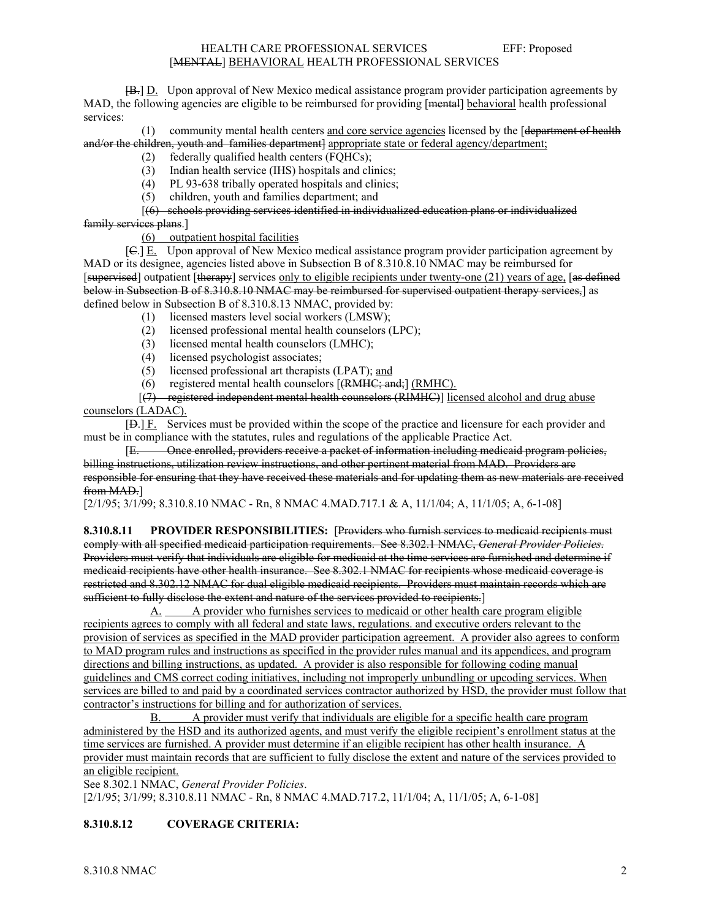[B.] D. Upon approval of New Mexico medical assistance program provider participation agreements by MAD, the following agencies are eligible to be reimbursed for providing [mental] behavioral health professional services:

(1) community mental health centers and core service agencies licensed by the [department of health and/or the children, youth and families department] appropriate state or federal agency/department;

(2) federally qualified health centers (FQHCs);

(3) Indian health service (IHS) hospitals and clinics;

(4) PL 93-638 tribally operated hospitals and clinics;

(5) children, youth and families department; and

[(6) schools providing services identified in individualized education plans or individualized family services plans.]

(6) outpatient hospital facilities

[C.] E. Upon approval of New Mexico medical assistance program provider participation agreement by MAD or its designee, agencies listed above in Subsection B of 8.310.8.10 NMAC may be reimbursed for [supervised] outpatient [therapy] services only to eligible recipients under twenty-one (21) years of age, [as defined below in Subsection B of 8.310.8.10 NMAC may be reimbursed for supervised outpatient therapy services,] as defined below in Subsection B of 8.310.8.13 NMAC, provided by:

(1) licensed masters level social workers (LMSW);

(2) licensed professional mental health counselors (LPC);

(3) licensed mental health counselors (LMHC);

(4) licensed psychologist associates;

(5) licensed professional art therapists (LPAT); and

(6) registered mental health counselors [(RMHC; and;] (RMHC).

[(7) registered independent mental health counselors (RIMHC)] licensed alcohol and drug abuse counselors (LADAC).

[D.] F. Services must be provided within the scope of the practice and licensure for each provider and must be in compliance with the statutes, rules and regulations of the applicable Practice Act.

[E. Once enrolled, providers receive a packet of information including medicaid program policies, billing instructions, utilization review instructions, and other pertinent material from MAD. Providers are responsible for ensuring that they have received these materials and for updating them as new materials are received from MAD.]

[2/1/95; 3/1/99; 8.310.8.10 NMAC - Rn, 8 NMAC 4.MAD.717.1 & A, 11/1/04; A, 11/1/05; A, 6-1-08]

**8.310.8.11 PROVIDER RESPONSIBILITIES:** [Providers who furnish services to medicaid recipients must comply with all specified medicaid participation requirements. See 8.302.1 NMAC, *General Provider Policies*. Providers must verify that individuals are eligible for medicaid at the time services are furnished and determine if medicaid recipients have other health insurance. See 8.302.1 NMAC for recipients whose medicaid coverage is restricted and 8.302.12 NMAC for dual eligible medicaid recipients. Providers must maintain records which are sufficient to fully disclose the extent and nature of the services provided to recipients.]

A. A provider who furnishes services to medicaid or other health care program eligible recipients agrees to comply with all federal and state laws, regulations. and executive orders relevant to the provision of services as specified in the MAD provider participation agreement. A provider also agrees to conform to MAD program rules and instructions as specified in the provider rules manual and its appendices, and program directions and billing instructions, as updated. A provider is also responsible for following coding manual guidelines and CMS correct coding initiatives, including not improperly unbundling or upcoding services. When services are billed to and paid by a coordinated services contractor authorized by HSD, the provider must follow that contractor's instructions for billing and for authorization of services.

B. A provider must verify that individuals are eligible for a specific health care program administered by the HSD and its authorized agents, and must verify the eligible recipient's enrollment status at the time services are furnished. A provider must determine if an eligible recipient has other health insurance. A provider must maintain records that are sufficient to fully disclose the extent and nature of the services provided to an eligible recipient.

See 8.302.1 NMAC, *General Provider Policies*.

[2/1/95; 3/1/99; 8.310.8.11 NMAC - Rn, 8 NMAC 4.MAD.717.2, 11/1/04; A, 11/1/05; A, 6-1-08]

**8.310.8.12 COVERAGE CRITERIA:**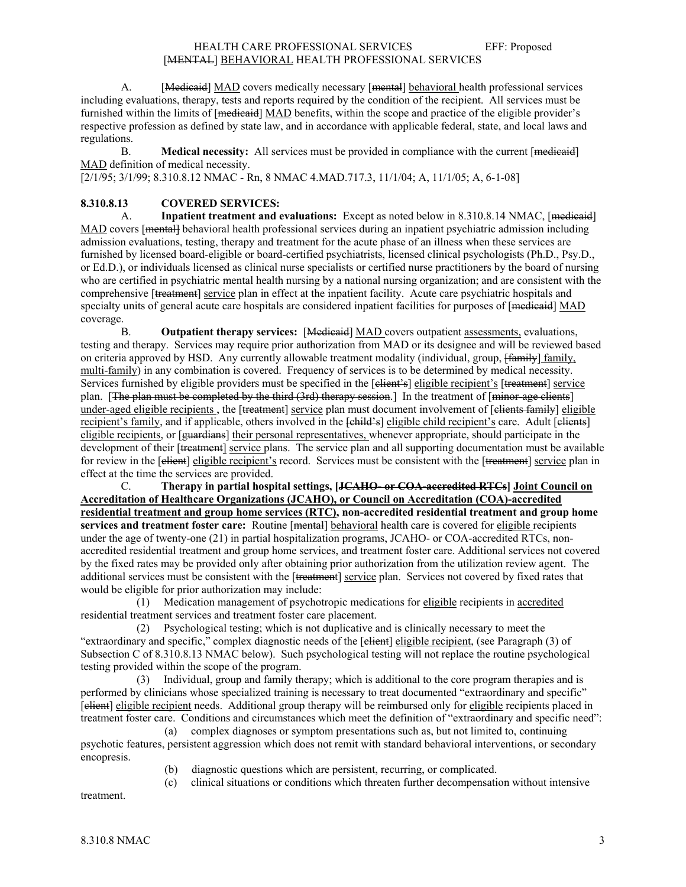A. [~~Medicaid~~] <u>MAD</u> covers medically necessary [~~mental~~] <u>behavioral</u> health professional services including evaluations, therapy, tests and reports required by the condition of the recipient. All services must be furnished within the limits of [~~medicaid~~] <u>MAD</u> benefits, within the scope and practice of the eligible provider's respective profession as defined by state law, and in accordance with applicable federal, state, and local laws and regulations.

B. **Medical necessity:** All services must be provided in compliance with the current [~~medicaid~~] <u>MAD</u> definition of medical necessity.

[2/1/95; 3/1/99; 8.310.8.12 NMAC - Rn, 8 NMAC 4.MAD.717.3, 11/1/04; A, 11/1/05; A, 6-1-08]

**8.310.8.13 COVERED SERVICES:**

A. **Inpatient treatment and evaluations:** Except as noted below in 8.310.8.14 NMAC, [~~medicaid~~] <u>MAD</u> covers [~~mental~~] behavioral health professional services during an inpatient psychiatric admission including admission evaluations, testing, therapy and treatment for the acute phase of an illness when these services are furnished by licensed board-eligible or board-certified psychiatrists, licensed clinical psychologists (Ph.D., Psy.D., or Ed.D.), or individuals licensed as clinical nurse specialists or certified nurse practitioners by the board of nursing who are certified in psychiatric mental health nursing by a national nursing organization; and are consistent with the comprehensive [~~treatment~~] <u>service</u> plan in effect at the inpatient facility. Acute care psychiatric hospitals and specialty units of general acute care hospitals are considered inpatient facilities for purposes of [~~medicaid~~] <u>MAD</u> coverage.

B. **Outpatient therapy services:** [~~Medicaid~~] <u>MAD</u> covers outpatient <u>assessments,</u> evaluations, testing and therapy. Services may require prior authorization from MAD or its designee and will be reviewed based on criteria approved by HSD. Any currently allowable treatment modality (individual, group, [~~family~~] <u>family, multi-family</u>) in any combination is covered. Frequency of services is to be determined by medical necessity. Services furnished by eligible providers must be specified in the [~~client's~~] <u>eligible recipient's</u> [~~treatment~~] <u>service</u> plan. [~~The plan must be completed by the third (3rd) therapy session.~~] In the treatment of [~~minor-age clients~~] <u>under-aged eligible recipients</u> , the [~~treatment~~] <u>service</u> plan must document involvement of [~~clients family~~] <u>eligible recipient's family</u>, and if applicable, others involved in the [~~child's~~] <u>eligible child recipient's</u> care. Adult [~~clients~~] <u>eligible recipients</u>, or [~~guardians~~] <u>their personal representatives,</u> whenever appropriate, should participate in the development of their [~~treatment~~] <u>service</u> plans. The service plan and all supporting documentation must be available for review in the [~~client~~] <u>eligible recipient's</u> record. Services must be consistent with the [~~treatment~~] <u>service</u> plan in effect at the time the services are provided.

C. **Therapy in partial hospital settings, [~~JCAHO- or COA-accredited RTCs~~] <u>Joint Council on Accreditation of Healthcare Organizations (JCAHO), or Council on Accreditation (COA)-accredited residential treatment and group home services (RTC)</u>, non-accredited residential treatment and group home services and treatment foster care:** Routine [~~mental~~] <u>behavioral</u> health care is covered for <u>eligible</u> recipients under the age of twenty-one (21) in partial hospitalization programs, JCAHO- or COA-accredited RTCs, non-accredited residential treatment and group home services, and treatment foster care. Additional services not covered by the fixed rates may be provided only after obtaining prior authorization from the utilization review agent. The additional services must be consistent with the [~~treatment~~] <u>service</u> plan. Services not covered by fixed rates that would be eligible for prior authorization may include:

(1) Medication management of psychotropic medications for <u>eligible</u> recipients in <u>accredited</u> residential treatment services and treatment foster care placement.

(2) Psychological testing; which is not duplicative and is clinically necessary to meet the "extraordinary and specific," complex diagnostic needs of the [~~client~~] <u>eligible recipient</u>, (see Paragraph (3) of Subsection C of 8.310.8.13 NMAC below). Such psychological testing will not replace the routine psychological testing provided within the scope of the program.

(3) Individual, group and family therapy; which is additional to the core program therapies and is performed by clinicians whose specialized training is necessary to treat documented "extraordinary and specific" [~~client~~] <u>eligible recipient</u> needs. Additional group therapy will be reimbursed only for <u>eligible</u> recipients placed in treatment foster care. Conditions and circumstances which meet the definition of "extraordinary and specific need":

(a) complex diagnoses or symptom presentations such as, but not limited to, continuing psychotic features, persistent aggression which does not remit with standard behavioral interventions, or secondary encopresis.

(b) diagnostic questions which are persistent, recurring, or complicated.

(c) clinical situations or conditions which threaten further decompensation without intensive treatment.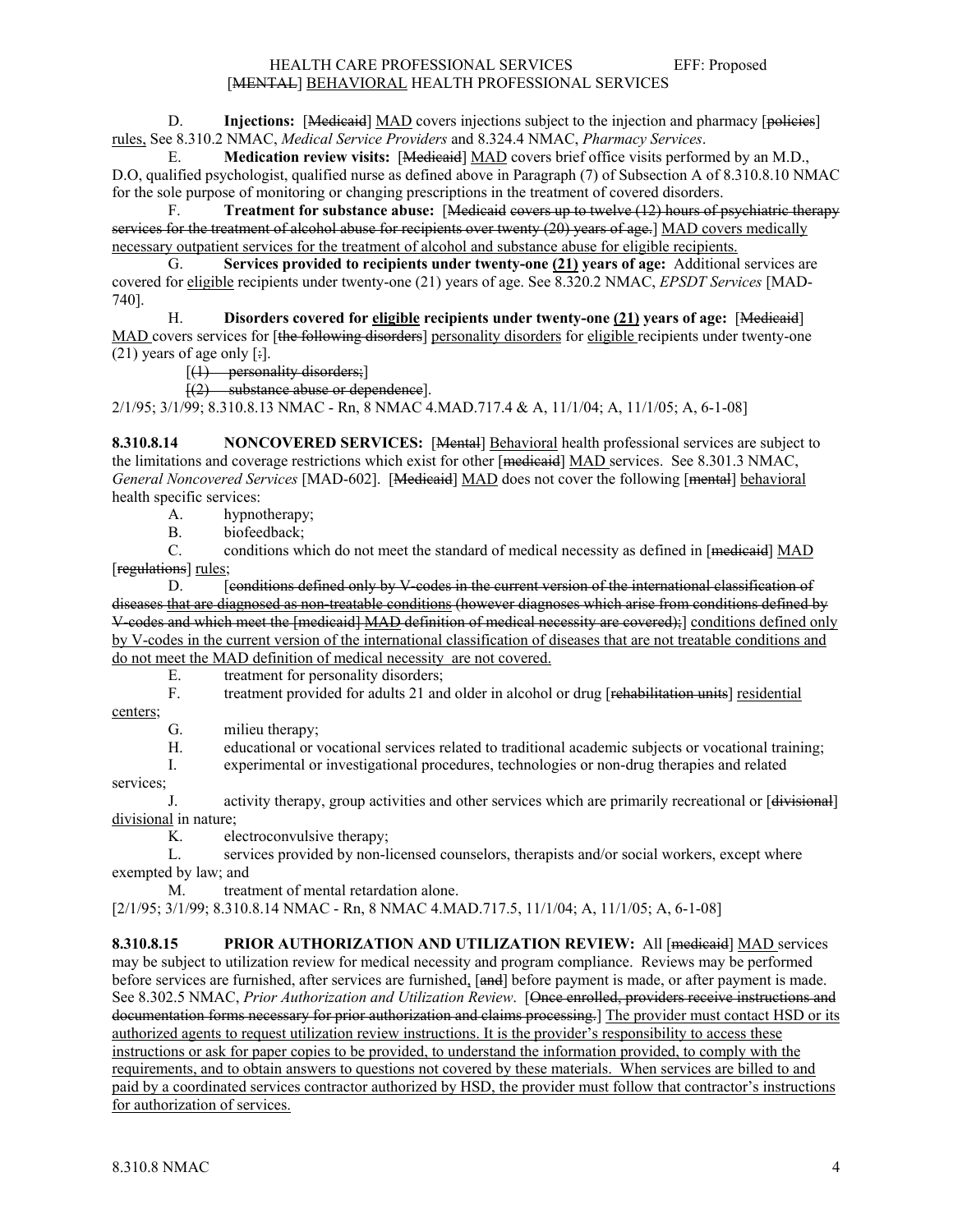D. **Injections:** [~~Medicaid~~] MAD covers injections subject to the injection and pharmacy [~~policies~~] rules, See 8.310.2 NMAC, *Medical Service Providers* and 8.324.4 NMAC, *Pharmacy Services*.

E. **Medication review visits:** [~~Medicaid~~] MAD covers brief office visits performed by an M.D., D.O, qualified psychologist, qualified nurse as defined above in Paragraph (7) of Subsection A of 8.310.8.10 NMAC for the sole purpose of monitoring or changing prescriptions in the treatment of covered disorders.

F. **Treatment for substance abuse:** [~~Medicaid covers up to twelve (12) hours of psychiatric therapy services for the treatment of alcohol abuse for recipients over twenty (20) years of age.~~] MAD covers medically necessary outpatient services for the treatment of alcohol and substance abuse for eligible recipients.

G. **Services provided to recipients under twenty-one (21) years of age:** Additional services are covered for eligible recipients under twenty-one (21) years of age. See 8.320.2 NMAC, *EPSDT Services* [MAD-740].

H. **Disorders covered for eligible recipients under twenty-one (21) years of age:** [~~Medicaid~~] MAD covers services for [~~the following disorders~~] personality disorders for eligible recipients under twenty-one (21) years of age only [~~:~~].

[~~(1) personality disorders;~~]

[~~(2) substance abuse or dependence~~].

2/1/95; 3/1/99; 8.310.8.13 NMAC - Rn, 8 NMAC 4.MAD.717.4 & A, 11/1/04; A, 11/1/05; A, 6-1-08]

**8.310.8.14 NONCOVERED SERVICES:** [~~Mental~~] Behavioral health professional services are subject to the limitations and coverage restrictions which exist for other [~~medicaid~~] MAD services. See 8.301.3 NMAC, *General Noncovered Services* [MAD-602]. [~~Medicaid~~] MAD does not cover the following [~~mental~~] behavioral health specific services:

A. hypnotherapy;

B. biofeedback;

C. conditions which do not meet the standard of medical necessity as defined in [~~medicaid~~] MAD [~~regulations~~] rules;

D. [~~conditions defined only by V-codes in the current version of the international classification of diseases that are diagnosed as non-treatable conditions (however diagnoses which arise from conditions defined by V-codes and which meet the [medicaid] MAD definition of medical necessity are covered);~~] conditions defined only by V-codes in the current version of the international classification of diseases that are not treatable conditions and do not meet the MAD definition of medical necessity are not covered.

E. treatment for personality disorders;

F. treatment provided for adults 21 and older in alcohol or drug [~~rehabilitation units~~] residential centers;

G. milieu therapy;

H. educational or vocational services related to traditional academic subjects or vocational training;

I. experimental or investigational procedures, technologies or non-drug therapies and related services;

J. activity therapy, group activities and other services which are primarily recreational or [~~divisional~~] divisional in nature;

K. electroconvulsive therapy;

L. services provided by non-licensed counselors, therapists and/or social workers, except where exempted by law; and

M. treatment of mental retardation alone.

[2/1/95; 3/1/99; 8.310.8.14 NMAC - Rn, 8 NMAC 4.MAD.717.5, 11/1/04; A, 11/1/05; A, 6-1-08]

**8.310.8.15 PRIOR AUTHORIZATION AND UTILIZATION REVIEW:** All [~~medicaid~~] MAD services may be subject to utilization review for medical necessity and program compliance. Reviews may be performed before services are furnished, after services are furnished, [~~and~~] before payment is made, or after payment is made. See 8.302.5 NMAC, *Prior Authorization and Utilization Review*. [~~Once enrolled, providers receive instructions and documentation forms necessary for prior authorization and claims processing.~~] The provider must contact HSD or its authorized agents to request utilization review instructions. It is the provider's responsibility to access these instructions or ask for paper copies to be provided, to understand the information provided, to comply with the requirements, and to obtain answers to questions not covered by these materials. When services are billed to and paid by a coordinated services contractor authorized by HSD, the provider must follow that contractor's instructions for authorization of services.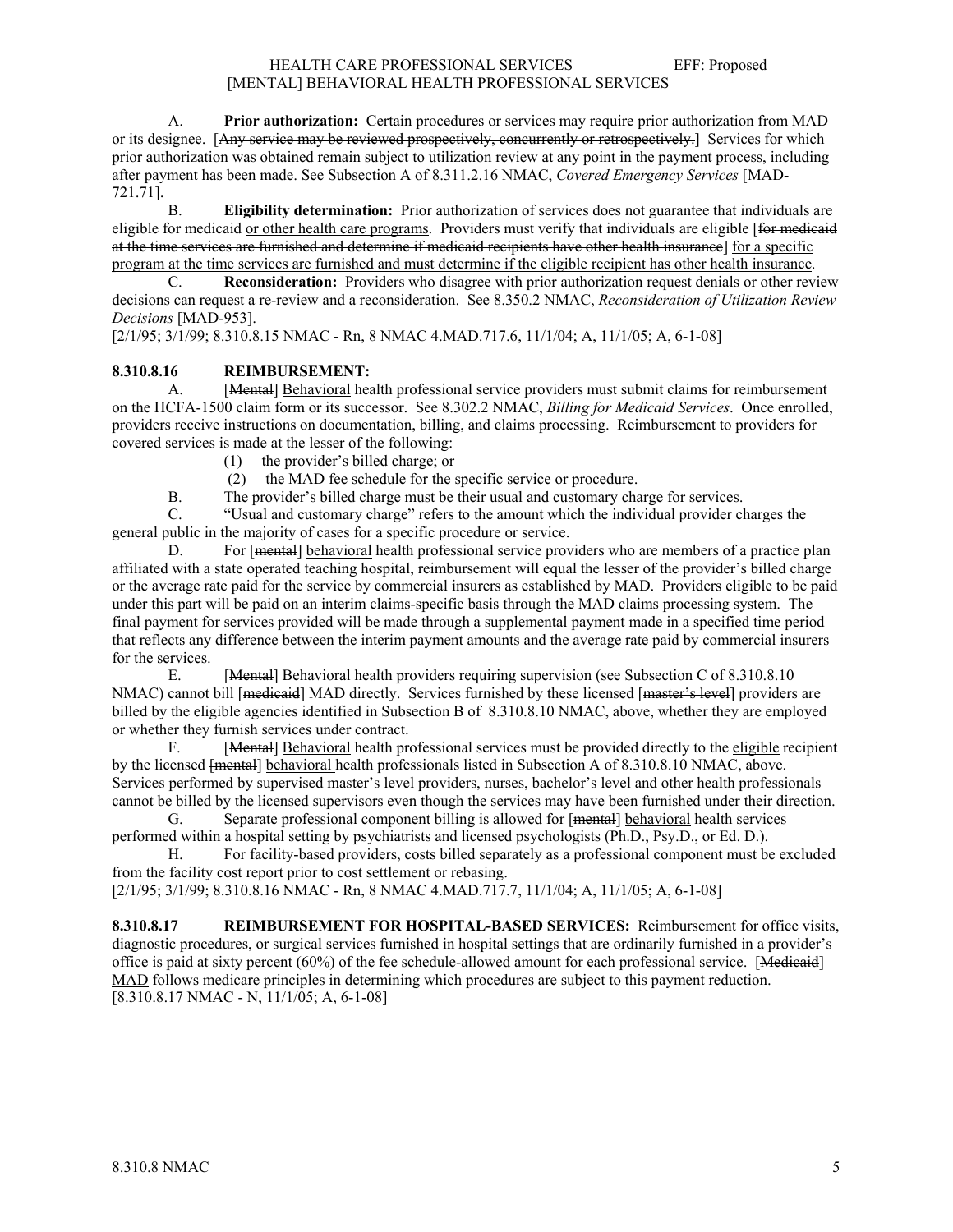A. **Prior authorization:** Certain procedures or services may require prior authorization from MAD or its designee. [~~Any service may be reviewed prospectively, concurrently or retrospectively.~~] Services for which prior authorization was obtained remain subject to utilization review at any point in the payment process, including after payment has been made. See Subsection A of 8.311.2.16 NMAC, *Covered Emergency Services* [MAD-721.71].

B. **Eligibility determination:** Prior authorization of services does not guarantee that individuals are eligible for medicaid <u>or other health care programs</u>. Providers must verify that individuals are eligible [~~for medicaid at the time services are furnished and determine if medicaid recipients have other health insurance~~] <u>for a specific program at the time services are furnished and must determine if the eligible recipient has other health insurance</u>.

C. **Reconsideration:** Providers who disagree with prior authorization request denials or other review decisions can request a re-review and a reconsideration. See 8.350.2 NMAC, *Reconsideration of Utilization Review Decisions* [MAD-953].

[2/1/95; 3/1/99; 8.310.8.15 NMAC - Rn, 8 NMAC 4.MAD.717.6, 11/1/04; A, 11/1/05; A, 6-1-08]

**8.310.8.16 REIMBURSEMENT:**

A. [~~Mental~~] <u>Behavioral</u> health professional service providers must submit claims for reimbursement on the HCFA-1500 claim form or its successor. See 8.302.2 NMAC, *Billing for Medicaid Services*. Once enrolled, providers receive instructions on documentation, billing, and claims processing. Reimbursement to providers for covered services is made at the lesser of the following:

(1) the provider's billed charge; or

(2) the MAD fee schedule for the specific service or procedure.

B. The provider's billed charge must be their usual and customary charge for services.

C. "Usual and customary charge" refers to the amount which the individual provider charges the general public in the majority of cases for a specific procedure or service.

D. For [~~mental~~] <u>behavioral</u> health professional service providers who are members of a practice plan affiliated with a state operated teaching hospital, reimbursement will equal the lesser of the provider's billed charge or the average rate paid for the service by commercial insurers as established by MAD. Providers eligible to be paid under this part will be paid on an interim claims-specific basis through the MAD claims processing system. The final payment for services provided will be made through a supplemental payment made in a specified time period that reflects any difference between the interim payment amounts and the average rate paid by commercial insurers for the services.

E. [~~Mental~~] <u>Behavioral</u> health providers requiring supervision (see Subsection C of 8.310.8.10 NMAC) cannot bill [~~medicaid~~] <u>MAD</u> directly. Services furnished by these licensed [~~master's level~~] providers are billed by the eligible agencies identified in Subsection B of 8.310.8.10 NMAC, above, whether they are employed or whether they furnish services under contract.

F. [~~Mental~~] <u>Behavioral</u> health professional services must be provided directly to the <u>eligible</u> recipient by the licensed [~~mental~~] <u>behavioral</u> health professionals listed in Subsection A of 8.310.8.10 NMAC, above. Services performed by supervised master's level providers, nurses, bachelor's level and other health professionals cannot be billed by the licensed supervisors even though the services may have been furnished under their direction.

G. Separate professional component billing is allowed for [~~mental~~] <u>behavioral</u> health services performed within a hospital setting by psychiatrists and licensed psychologists (Ph.D., Psy.D., or Ed. D.).

H. For facility-based providers, costs billed separately as a professional component must be excluded from the facility cost report prior to cost settlement or rebasing.

[2/1/95; 3/1/99; 8.310.8.16 NMAC - Rn, 8 NMAC 4.MAD.717.7, 11/1/04; A, 11/1/05; A, 6-1-08]

**8.310.8.17 REIMBURSEMENT FOR HOSPITAL-BASED SERVICES:** Reimbursement for office visits, diagnostic procedures, or surgical services furnished in hospital settings that are ordinarily furnished in a provider's office is paid at sixty percent (60%) of the fee schedule-allowed amount for each professional service. [~~Medicaid~~] <u>MAD</u> follows medicare principles in determining which procedures are subject to this payment reduction.

[8.310.8.17 NMAC - N, 11/1/05; A, 6-1-08]